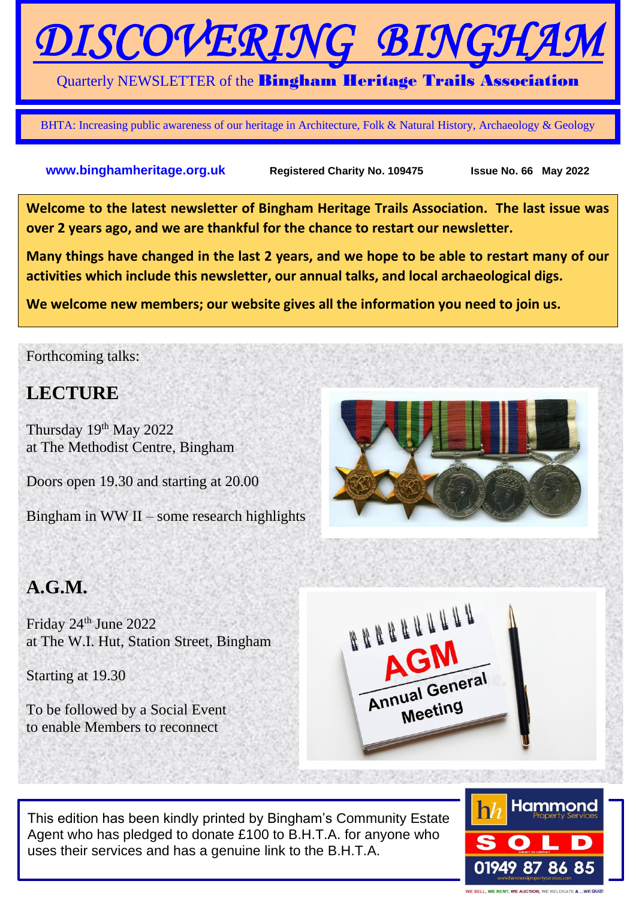# DISCOVERING BINGHAM

Quarterly NEWSLETTER of the **Bingham Heritage Trails Association**

BHTA: Increasing public awareness of our heritage in Architecture, Folk & Natural History, Archaeology & Geology

www.binghamheritage.org.uk **Registered Charity No. 109475** **Issue No. 66 May 2022**

**Welcome to the latest newsletter of Bingham Heritage Trails Association. The last issue was over 2 years ago, and we are thankful for the chance to restart our newsletter.**

**Many things have changed in the last 2 years, and we hope to be able to restart many of our activities which include this newsletter, our annual talks, and local archaeological digs.**

**We welcome new members; our website gives all the information you need to join us.**

Forthcoming talks:

## LECTURE

Thursday 19th May 2022
at The Methodist Centre, Bingham

Doors open 19.30 and starting at 20.00

Bingham in WW II – some research highlights

## A.G.M.

Friday 24th June 2022
at The W.I. Hut, Station Street, Bingham

Starting at 19.30

To be followed by a Social Event
to enable Members to reconnect

This edition has been kindly printed by Bingham's Community Estate Agent who has pledged to donate £100 to B.H.T.A. for anyone who uses their services and has a genuine link to the B.H.T.A.

Hammond Property Services
SOLD
01949 87 86 85
WE SELL, WE RENT, WE AUCTION, WE RELOCATE & ...WE QUIZ!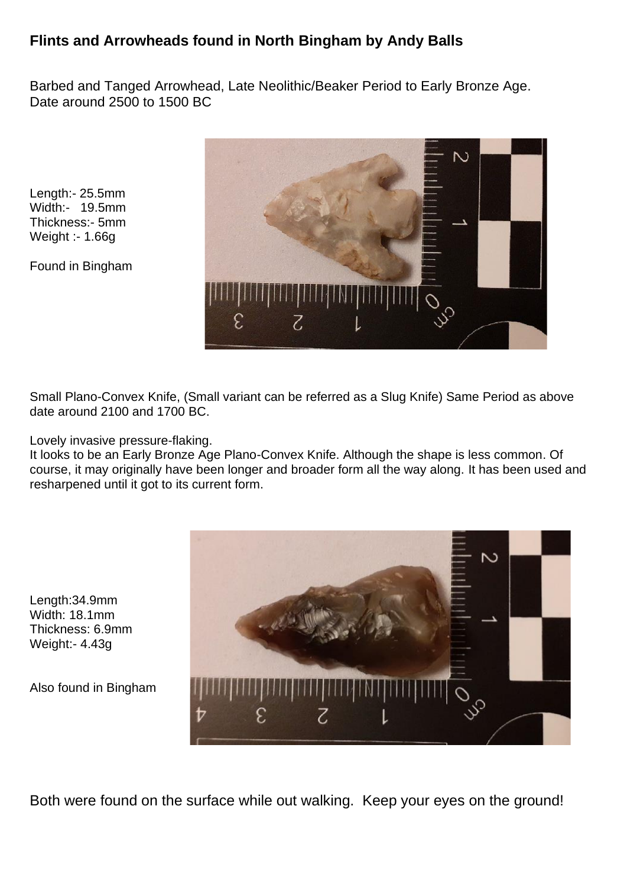# Flints and Arrowheads found in North Bingham by Andy Balls

Barbed and Tanged Arrowhead, Late Neolithic/Beaker Period to Early Bronze Age.
Date around 2500 to 1500 BC

Length:- 25.5mm
Width:- 19.5mm
Thickness:- 5mm
Weight :- 1.66g

Found in Bingham

Small Plano-Convex Knife, (Small variant can be referred as a Slug Knife) Same Period as above date around 2100 and 1700 BC.

Lovely invasive pressure-flaking.
It looks to be an Early Bronze Age Plano-Convex Knife. Although the shape is less common. Of course, it may originally have been longer and broader form all the way along. It has been used and resharpened until it got to its current form.

Length:34.9mm
Width: 18.1mm
Thickness: 6.9mm
Weight:- 4.43g

Also found in Bingham

Both were found on the surface while out walking. Keep your eyes on the ground!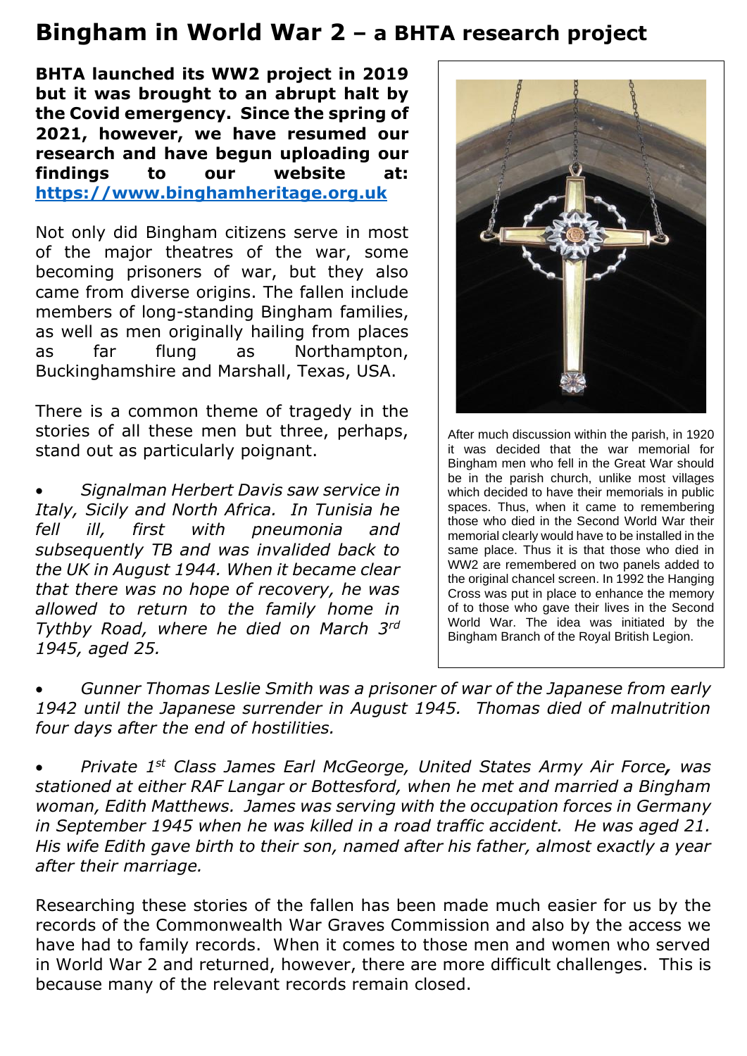# Bingham in World War 2 – a BHTA research project

**BHTA launched its WW2 project in 2019 but it was brought to an abrupt halt by the Covid emergency. Since the spring of 2021, however, we have resumed our research and have begun uploading our findings to our website at: [https://www.binghamheritage.org.uk](https://www.binghamheritage.org.uk)**

Not only did Bingham citizens serve in most of the major theatres of the war, some becoming prisoners of war, but they also came from diverse origins. The fallen include members of long-standing Bingham families, as well as men originally hailing from places as far flung as Northampton, Buckinghamshire and Marshall, Texas, USA.

There is a common theme of tragedy in the stories of all these men but three, perhaps, stand out as particularly poignant.

- *Signalman Herbert Davis saw service in Italy, Sicily and North Africa. In Tunisia he fell ill, first with pneumonia and subsequently TB and was invalided back to the UK in August 1944. When it became clear that there was no hope of recovery, he was allowed to return to the family home in Tythby Road, where he died on March 3rd 1945, aged 25.*

After much discussion within the parish, in 1920 it was decided that the war memorial for Bingham men who fell in the Great War should be in the parish church, unlike most villages which decided to have their memorials in public spaces. Thus, when it came to remembering those who died in the Second World War their memorial clearly would have to be installed in the same place. Thus it is that those who died in WW2 are remembered on two panels added to the original chancel screen. In 1992 the Hanging Cross was put in place to enhance the memory of to those who gave their lives in the Second World War. The idea was initiated by the Bingham Branch of the Royal British Legion.

- *Gunner Thomas Leslie Smith was a prisoner of war of the Japanese from early 1942 until the Japanese surrender in August 1945. Thomas died of malnutrition four days after the end of hostilities.*

- *Private 1st Class James Earl McGeorge, United States Army Air Force**,** was stationed at either RAF Langar or Bottesford, when he met and married a Bingham woman, Edith Matthews. James was serving with the occupation forces in Germany in September 1945 when he was killed in a road traffic accident. He was aged 21. His wife Edith gave birth to their son, named after his father, almost exactly a year after their marriage.*

Researching these stories of the fallen has been made much easier for us by the records of the Commonwealth War Graves Commission and also by the access we have had to family records. When it comes to those men and women who served in World War 2 and returned, however, there are more difficult challenges. This is because many of the relevant records remain closed.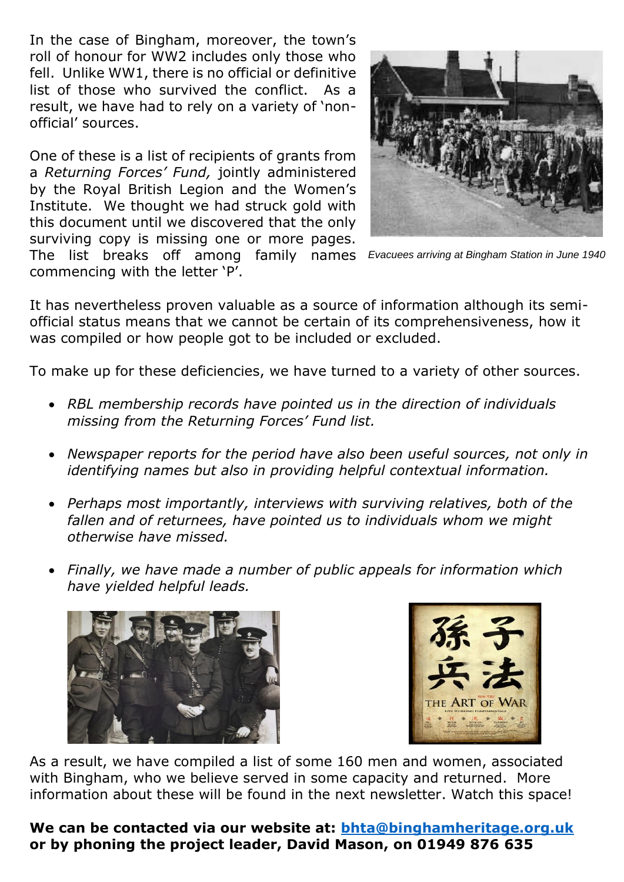In the case of Bingham, moreover, the town's roll of honour for WW2 includes only those who fell. Unlike WW1, there is no official or definitive list of those who survived the conflict. As a result, we have had to rely on a variety of 'non-official' sources.

One of these is a list of recipients of grants from a *Returning Forces' Fund,* jointly administered by the Royal British Legion and the Women's Institute. We thought we had struck gold with this document until we discovered that the only surviving copy is missing one or more pages. The list breaks off among family names commencing with the letter 'P'.

*Evacuees arriving at Bingham Station in June 1940*

It has nevertheless proven valuable as a source of information although its semi-official status means that we cannot be certain of its comprehensiveness, how it was compiled or how people got to be included or excluded.

To make up for these deficiencies, we have turned to a variety of other sources.

- *RBL membership records have pointed us in the direction of individuals missing from the Returning Forces' Fund list.*
- *Newspaper reports for the period have also been useful sources, not only in identifying names but also in providing helpful contextual information.*
- *Perhaps most importantly, interviews with surviving relatives, both of the fallen and of returnees, have pointed us to individuals whom we might otherwise have missed.*
- *Finally, we have made a number of public appeals for information which have yielded helpful leads.*

As a result, we have compiled a list of some 160 men and women, associated with Bingham, who we believe served in some capacity and returned. More information about these will be found in the next newsletter. Watch this space!

**We can be contacted via our website at: bhta@binghamheritage.org.uk or by phoning the project leader, David Mason, on 01949 876 635**